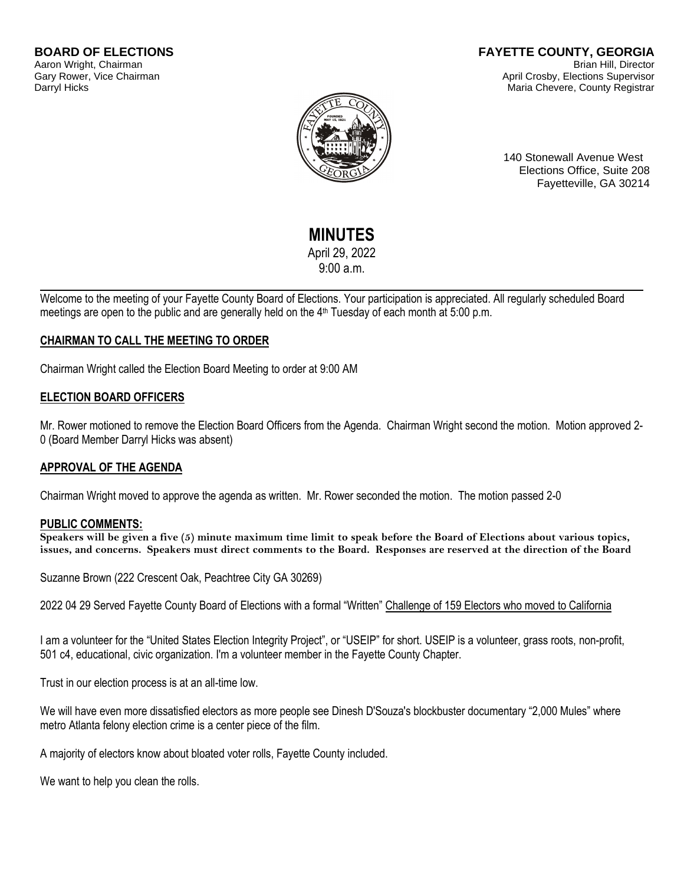**BOARD OF ELECTIONS**
Aaron Wright, Chairman
Gary Rower, Vice Chairman
Darryl Hicks

**FAYETTE COUNTY, GEORGIA**
Brian Hill, Director
April Crosby, Elections Supervisor
Maria Chevere, County Registrar

140 Stonewall Avenue West
Elections Office, Suite 208
Fayetteville, GA 30214

# MINUTES

April 29, 2022
9:00 a.m.

Welcome to the meeting of your Fayette County Board of Elections. Your participation is appreciated. All regularly scheduled Board meetings are open to the public and are generally held on the 4th Tuesday of each month at 5:00 p.m.

## CHAIRMAN TO CALL THE MEETING TO ORDER

Chairman Wright called the Election Board Meeting to order at 9:00 AM

## ELECTION BOARD OFFICERS

Mr. Rower motioned to remove the Election Board Officers from the Agenda. Chairman Wright second the motion. Motion approved 2-0 (Board Member Darryl Hicks was absent)

## APPROVAL OF THE AGENDA

Chairman Wright moved to approve the agenda as written. Mr. Rower seconded the motion. The motion passed 2-0

## PUBLIC COMMENTS:

**Speakers will be given a five (5) minute maximum time limit to speak before the Board of Elections about various topics, issues, and concerns. Speakers must direct comments to the Board. Responses are reserved at the direction of the Board**

Suzanne Brown (222 Crescent Oak, Peachtree City GA 30269)

2022 04 29 Served Fayette County Board of Elections with a formal "Written" Challenge of 159 Electors who moved to California

I am a volunteer for the "United States Election Integrity Project", or "USEIP" for short. USEIP is a volunteer, grass roots, non-profit, 501 c4, educational, civic organization. I'm a volunteer member in the Fayette County Chapter.

Trust in our election process is at an all-time low.

We will have even more dissatisfied electors as more people see Dinesh D'Souza's blockbuster documentary "2,000 Mules" where metro Atlanta felony election crime is a center piece of the film.

A majority of electors know about bloated voter rolls, Fayette County included.

We want to help you clean the rolls.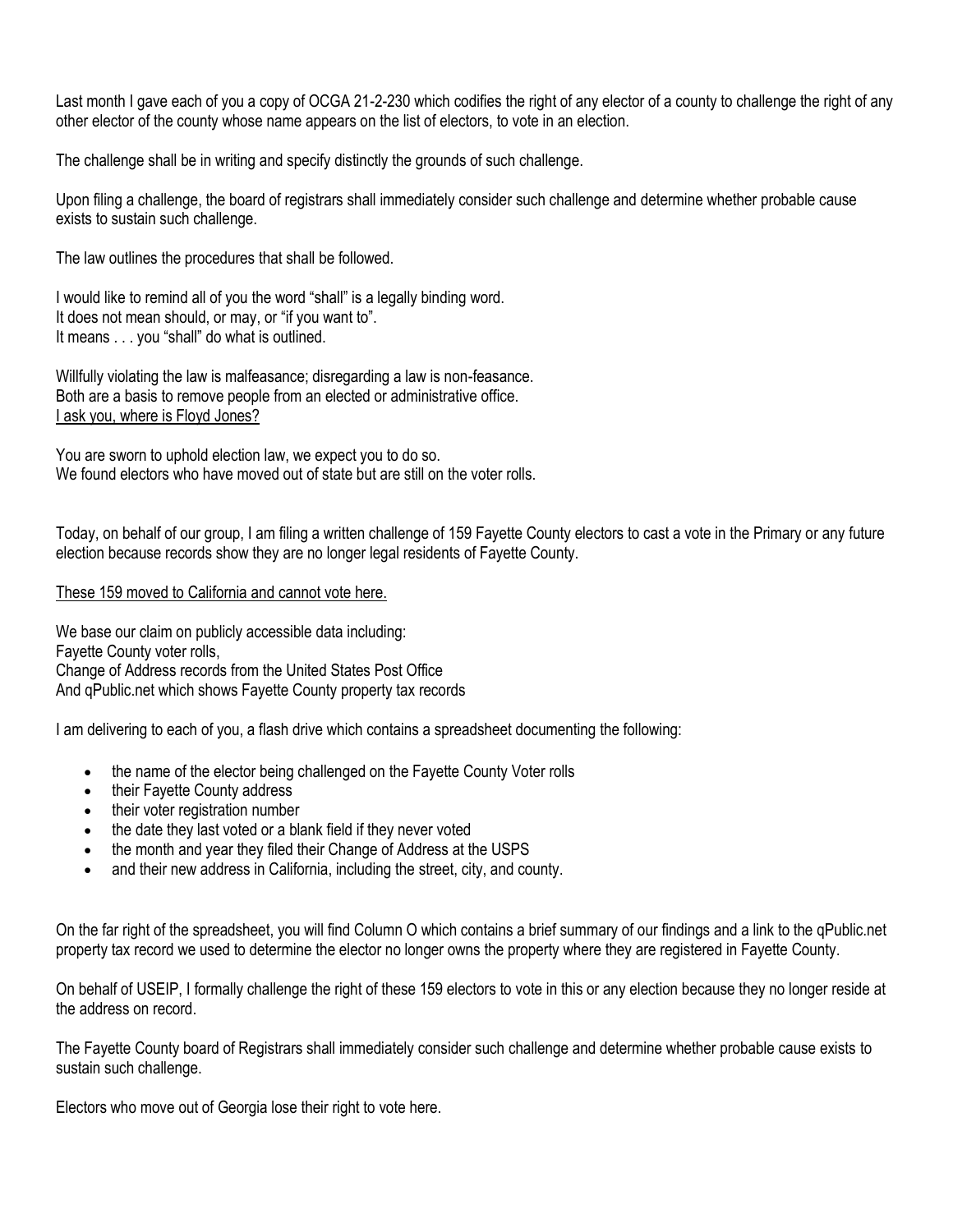Last month I gave each of you a copy of OCGA 21-2-230 which codifies the right of any elector of a county to challenge the right of any other elector of the county whose name appears on the list of electors, to vote in an election.

The challenge shall be in writing and specify distinctly the grounds of such challenge.

Upon filing a challenge, the board of registrars shall immediately consider such challenge and determine whether probable cause exists to sustain such challenge.

The law outlines the procedures that shall be followed.

I would like to remind all of you the word "shall" is a legally binding word.
It does not mean should, or may, or "if you want to".
It means . . . you "shall" do what is outlined.

Willfully violating the law is malfeasance; disregarding a law is non-feasance.
Both are a basis to remove people from an elected or administrative office.
<u>I ask you, where is Floyd Jones?</u>

You are sworn to uphold election law, we expect you to do so.
We found electors who have moved out of state but are still on the voter rolls.

Today, on behalf of our group, I am filing a written challenge of 159 Fayette County electors to cast a vote in the Primary or any future election because records show they are no longer legal residents of Fayette County.

<u>These 159 moved to California and cannot vote here.</u>

We base our claim on publicly accessible data including:
Fayette County voter rolls,
Change of Address records from the United States Post Office
And qPublic.net which shows Fayette County property tax records

I am delivering to each of you, a flash drive which contains a spreadsheet documenting the following:

- the name of the elector being challenged on the Fayette County Voter rolls
- their Fayette County address
- their voter registration number
- the date they last voted or a blank field if they never voted
- the month and year they filed their Change of Address at the USPS
- and their new address in California, including the street, city, and county.

On the far right of the spreadsheet, you will find Column O which contains a brief summary of our findings and a link to the qPublic.net property tax record we used to determine the elector no longer owns the property where they are registered in Fayette County.

On behalf of USEIP, I formally challenge the right of these 159 electors to vote in this or any election because they no longer reside at the address on record.

The Fayette County board of Registrars shall immediately consider such challenge and determine whether probable cause exists to sustain such challenge.

Electors who move out of Georgia lose their right to vote here.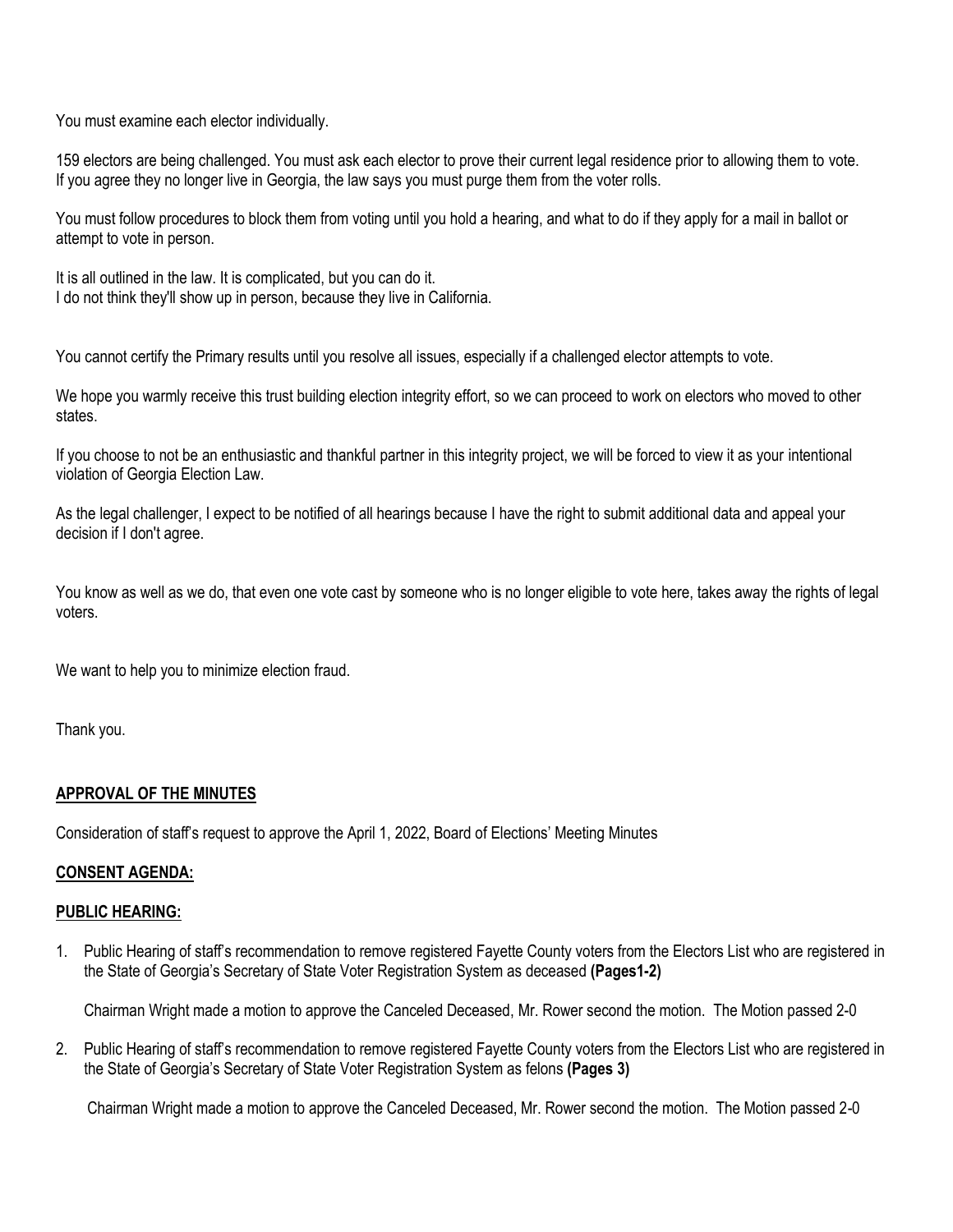You must examine each elector individually.

159 electors are being challenged. You must ask each elector to prove their current legal residence prior to allowing them to vote. If you agree they no longer live in Georgia, the law says you must purge them from the voter rolls.

You must follow procedures to block them from voting until you hold a hearing, and what to do if they apply for a mail in ballot or attempt to vote in person.

It is all outlined in the law. It is complicated, but you can do it.
I do not think they'll show up in person, because they live in California.

You cannot certify the Primary results until you resolve all issues, especially if a challenged elector attempts to vote.

We hope you warmly receive this trust building election integrity effort, so we can proceed to work on electors who moved to other states.

If you choose to not be an enthusiastic and thankful partner in this integrity project, we will be forced to view it as your intentional violation of Georgia Election Law.

As the legal challenger, I expect to be notified of all hearings because I have the right to submit additional data and appeal your decision if I don't agree.

You know as well as we do, that even one vote cast by someone who is no longer eligible to vote here, takes away the rights of legal voters.

We want to help you to minimize election fraud.

Thank you.

## APPROVAL OF THE MINUTES

Consideration of staff's request to approve the April 1, 2022, Board of Elections' Meeting Minutes

## CONSENT AGENDA:

## PUBLIC HEARING:

1. Public Hearing of staff's recommendation to remove registered Fayette County voters from the Electors List who are registered in the State of Georgia's Secretary of State Voter Registration System as deceased **(Pages1-2)**

   Chairman Wright made a motion to approve the Canceled Deceased, Mr. Rower second the motion. The Motion passed 2-0

2. Public Hearing of staff's recommendation to remove registered Fayette County voters from the Electors List who are registered in the State of Georgia's Secretary of State Voter Registration System as felons **(Pages 3)**

   Chairman Wright made a motion to approve the Canceled Deceased, Mr. Rower second the motion. The Motion passed 2-0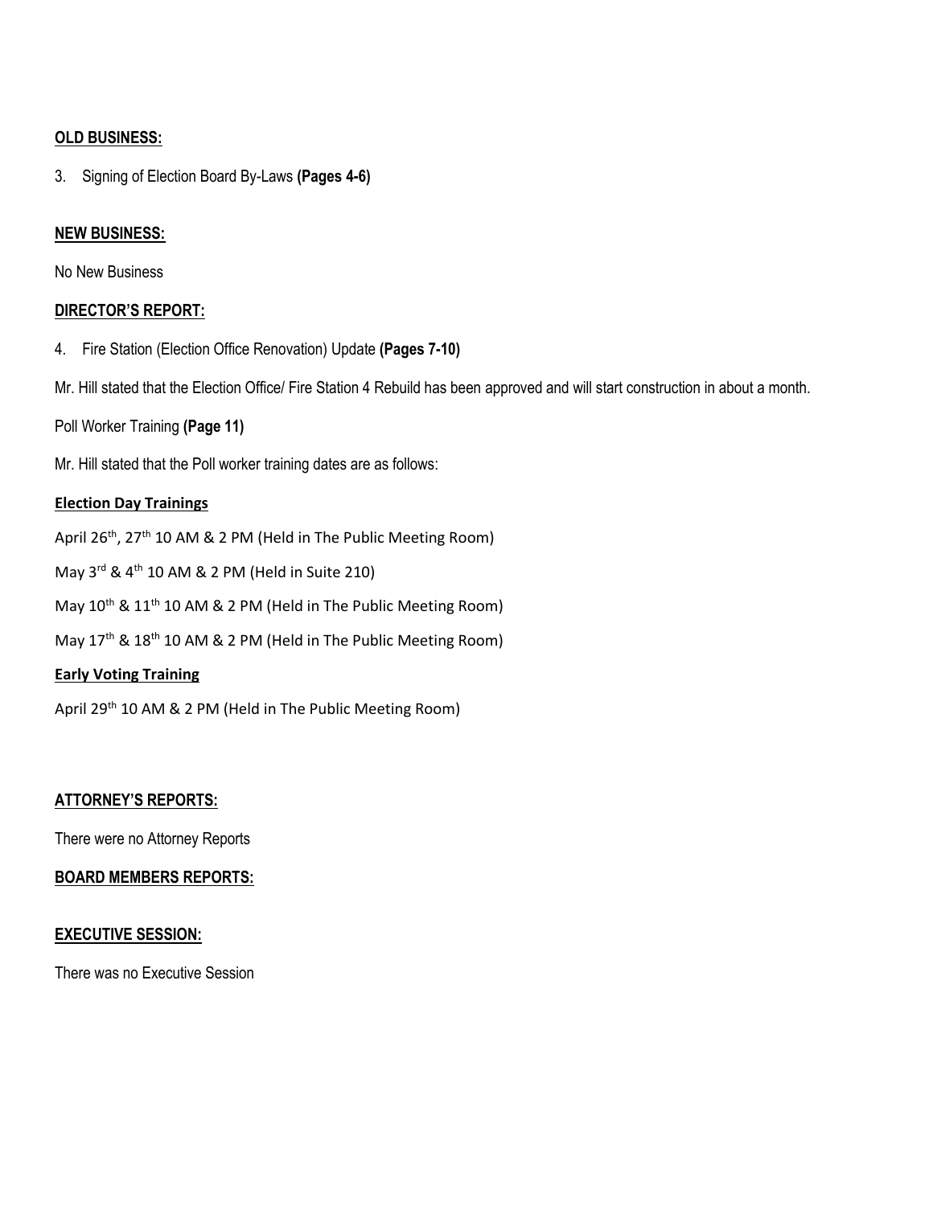**OLD BUSINESS:**

3. Signing of Election Board By-Laws **(Pages 4-6)**

**NEW BUSINESS:**

No New Business

**DIRECTOR'S REPORT:**

4. Fire Station (Election Office Renovation) Update **(Pages 7-10)**

Mr. Hill stated that the Election Office/ Fire Station 4 Rebuild has been approved and will start construction in about a month.

Poll Worker Training **(Page 11)**

Mr. Hill stated that the Poll worker training dates are as follows:

**Election Day Trainings**

April 26th, 27th 10 AM & 2 PM (Held in The Public Meeting Room)

May 3rd & 4th 10 AM & 2 PM (Held in Suite 210)

May 10th & 11th 10 AM & 2 PM (Held in The Public Meeting Room)

May 17th & 18th 10 AM & 2 PM (Held in The Public Meeting Room)

**Early Voting Training**

April 29th 10 AM & 2 PM (Held in The Public Meeting Room)

**ATTORNEY'S REPORTS:**

There were no Attorney Reports

**BOARD MEMBERS REPORTS:**

**EXECUTIVE SESSION:**

There was no Executive Session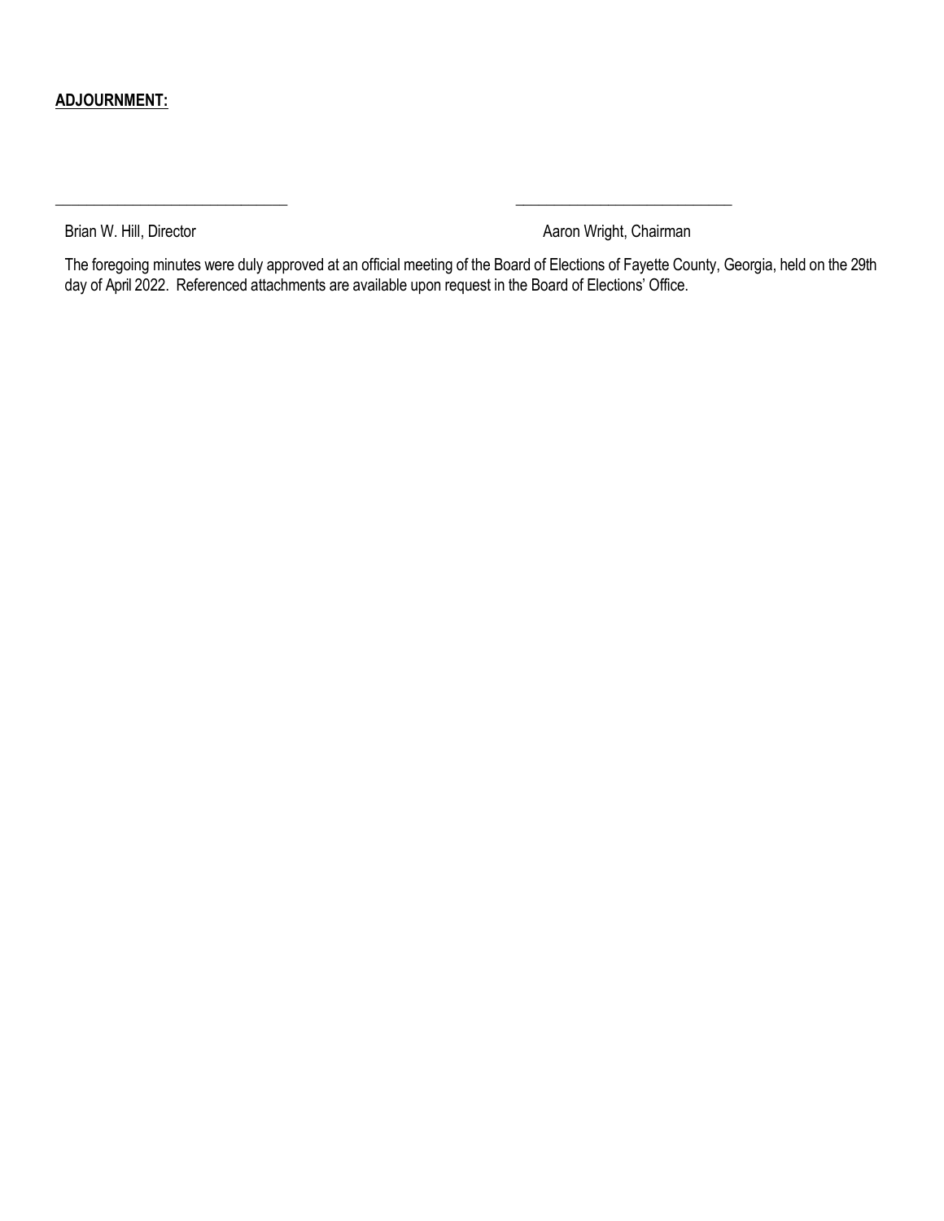**ADJOURNMENT:**

\_\_\_\_\_\_\_\_\_\_\_\_\_\_\_\_\_\_\_\_\_\_\_\_\_\_\_\_\_\_ \_\_\_\_\_\_\_\_\_\_\_\_\_\_\_\_\_\_\_\_\_\_\_\_\_\_\_\_\_\_

Brian W. Hill, Director Aaron Wright, Chairman

The foregoing minutes were duly approved at an official meeting of the Board of Elections of Fayette County, Georgia, held on the 29th day of April 2022. Referenced attachments are available upon request in the Board of Elections' Office.